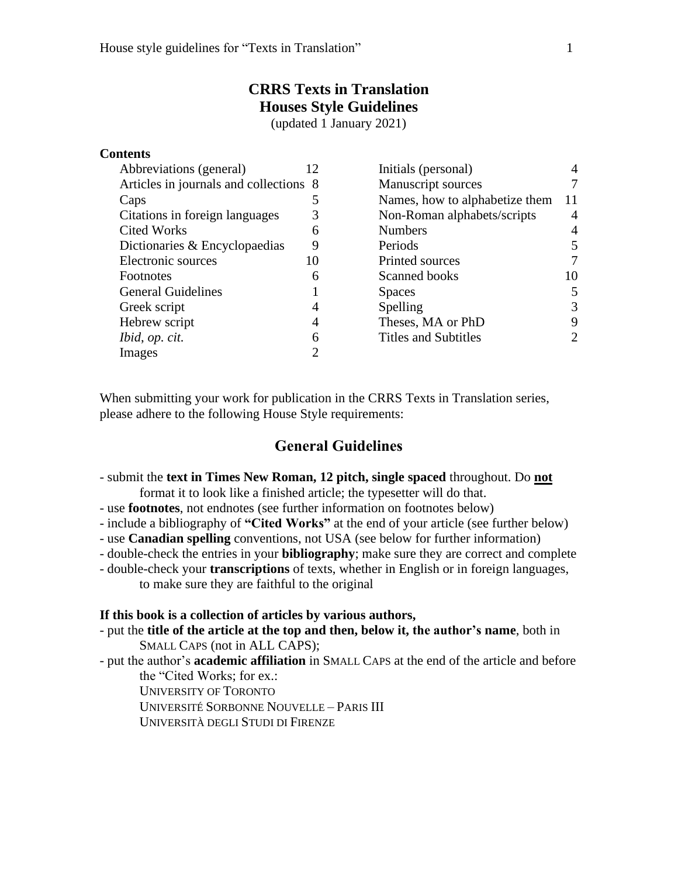# CRRS Texts in Translation
# Houses Style Guidelines

(updated 1 January 2021)

**Contents**

| | | | |
|---|---|---|---|
| Abbreviations (general) | 12 | Initials (personal) | 4 |
| Articles in journals and collections | 8 | Manuscript sources | 7 |
| Caps | 5 | Names, how to alphabetize them | 11 |
| Citations in foreign languages | 3 | Non-Roman alphabets/scripts | 4 |
| Cited Works | 6 | Numbers | 4 |
| Dictionaries & Encyclopaedias | 9 | Periods | 5 |
| Electronic sources | 10 | Printed sources | 7 |
| Footnotes | 6 | Scanned books | 10 |
| General Guidelines | 1 | Spaces | 5 |
| Greek script | 4 | Spelling | 3 |
| Hebrew script | 4 | Theses, MA or PhD | 9 |
| *Ibid*, *op. cit.* | 6 | Titles and Subtitles | 2 |
| Images | 2 | | |

When submitting your work for publication in the CRRS Texts in Translation series, please adhere to the following House Style requirements:

## General Guidelines

- submit the **text in Times New Roman, 12 pitch, single spaced** throughout. Do **not** format it to look like a finished article; the typesetter will do that.
- use **footnotes**, not endnotes (see further information on footnotes below)
- include a bibliography of **"Cited Works"** at the end of your article (see further below)
- use **Canadian spelling** conventions, not USA (see below for further information)
- double-check the entries in your **bibliography**; make sure they are correct and complete
- double-check your **transcriptions** of texts, whether in English or in foreign languages, to make sure they are faithful to the original

**If this book is a collection of articles by various authors,**

- put the **title of the article at the top and then, below it, the author's name**, both in SMALL CAPS (not in ALL CAPS);
- put the author's **academic affiliation** in SMALL CAPS at the end of the article and before the "Cited Works; for ex.:

  UNIVERSITY OF TORONTO
  
  UNIVERSITÉ SORBONNE NOUVELLE – PARIS III
  
  UNIVERSITÀ DEGLI STUDI DI FIRENZE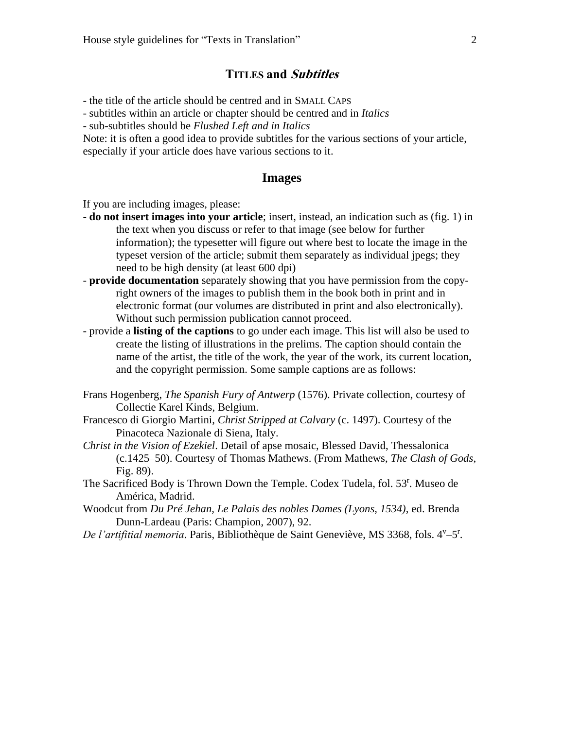## TITLES and *Subtitles*

- the title of the article should be centred and in SMALL CAPS
- subtitles within an article or chapter should be centred and in *Italics*
- sub-subtitles should be *Flushed Left and in Italics*

Note: it is often a good idea to provide subtitles for the various sections of your article, especially if your article does have various sections to it.

## Images

If you are including images, please:

- **do not insert images into your article**; insert, instead, an indication such as (fig. 1) in the text when you discuss or refer to that image (see below for further information); the typesetter will figure out where best to locate the image in the typeset version of the article; submit them separately as individual jpegs; they need to be high density (at least 600 dpi)
- **provide documentation** separately showing that you have permission from the copy-right owners of the images to publish them in the book both in print and in electronic format (our volumes are distributed in print and also electronically). Without such permission publication cannot proceed.
- provide a **listing of the captions** to go under each image. This list will also be used to create the listing of illustrations in the prelims. The caption should contain the name of the artist, the title of the work, the year of the work, its current location, and the copyright permission. Some sample captions are as follows:

Frans Hogenberg, *The Spanish Fury of Antwerp* (1576). Private collection, courtesy of Collectie Karel Kinds, Belgium.

Francesco di Giorgio Martini, *Christ Stripped at Calvary* (c. 1497). Courtesy of the Pinacoteca Nazionale di Siena, Italy.

*Christ in the Vision of Ezekiel*. Detail of apse mosaic, Blessed David, Thessalonica (c.1425–50). Courtesy of Thomas Mathews. (From Mathews, *The Clash of Gods*, Fig. 89).

The Sacrificed Body is Thrown Down the Temple. Codex Tudela, fol. 53$^{r}$. Museo de América, Madrid.

Woodcut from *Du Pré Jehan, Le Palais des nobles Dames (Lyons, 1534)*, ed. Brenda Dunn-Lardeau (Paris: Champion, 2007), 92.

*De l'artifitial memoria*. Paris, Bibliothèque de Saint Geneviève, MS 3368, fols. 4$^{v}$–5$^{r}$.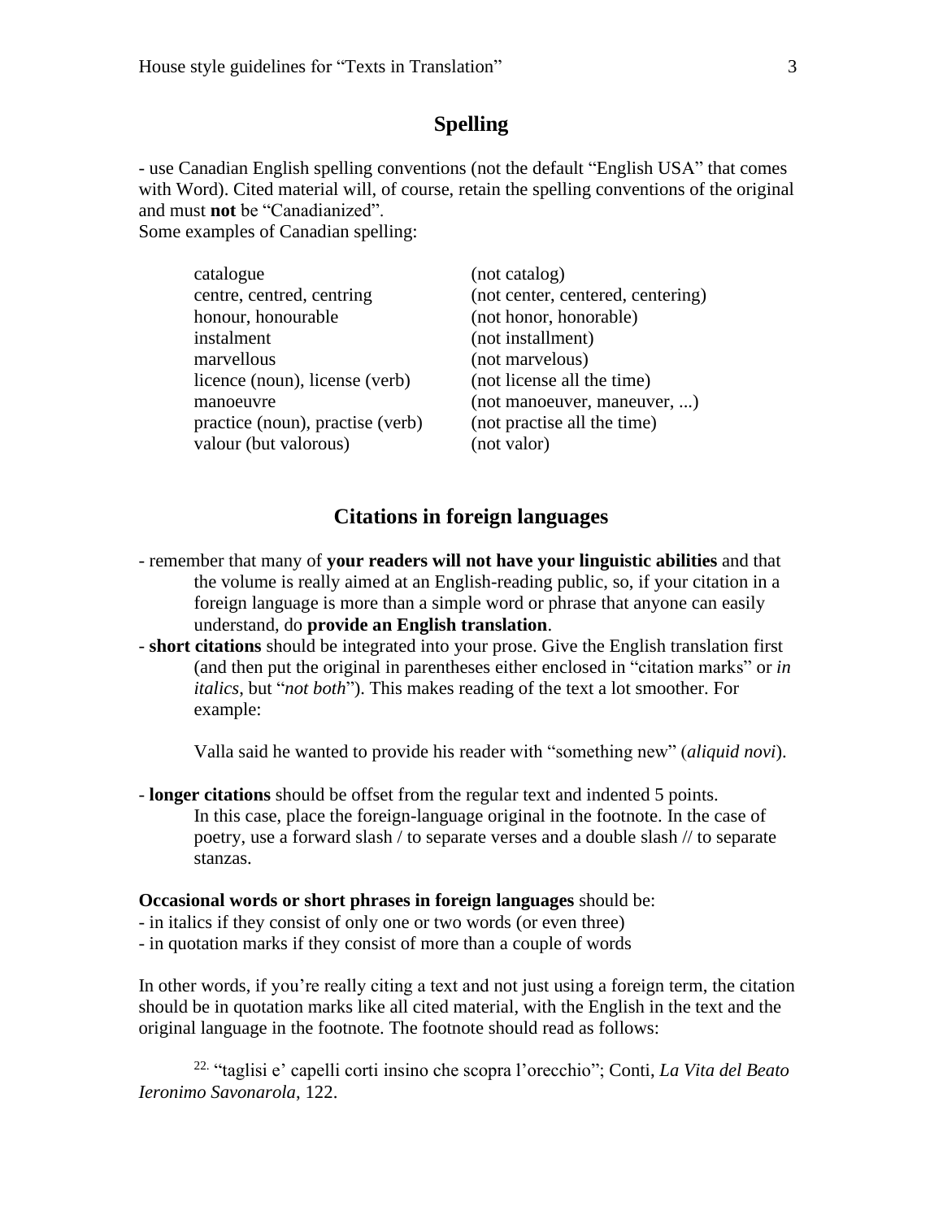## Spelling

- use Canadian English spelling conventions (not the default "English USA" that comes with Word). Cited material will, of course, retain the spelling conventions of the original and must **not** be "Canadianized".
Some examples of Canadian spelling:

| | |
|---|---|
| catalogue | (not catalog) |
| centre, centred, centring | (not center, centered, centering) |
| honour, honourable | (not honor, honorable) |
| instalment | (not installment) |
| marvellous | (not marvelous) |
| licence (noun), license (verb) | (not license all the time) |
| manoeuvre | (not manoeuver, maneuver, ...) |
| practice (noun), practise (verb) | (not practise all the time) |
| valour (but valorous) | (not valor) |

## Citations in foreign languages

- remember that many of **your readers will not have your linguistic abilities** and that the volume is really aimed at an English-reading public, so, if your citation in a foreign language is more than a simple word or phrase that anyone can easily understand, do **provide an English translation**.
- **short citations** should be integrated into your prose. Give the English translation first (and then put the original in parentheses either enclosed in "citation marks" or *in italics*, but "*not both*"). This makes reading of the text a lot smoother. For example:

  Valla said he wanted to provide his reader with "something new" (*aliquid novi*).

- **longer citations** should be offset from the regular text and indented 5 points. In this case, place the foreign-language original in the footnote. In the case of poetry, use a forward slash / to separate verses and a double slash // to separate stanzas.

**Occasional words or short phrases in foreign languages** should be:
- in italics if they consist of only one or two words (or even three)
- in quotation marks if they consist of more than a couple of words

In other words, if you're really citing a text and not just using a foreign term, the citation should be in quotation marks like all cited material, with the English in the text and the original language in the footnote. The footnote should read as follows:

> 22. "taglisi e' capelli corti insino che scopra l'orecchio"; Conti, *La Vita del Beato Ieronimo Savonarola*, 122.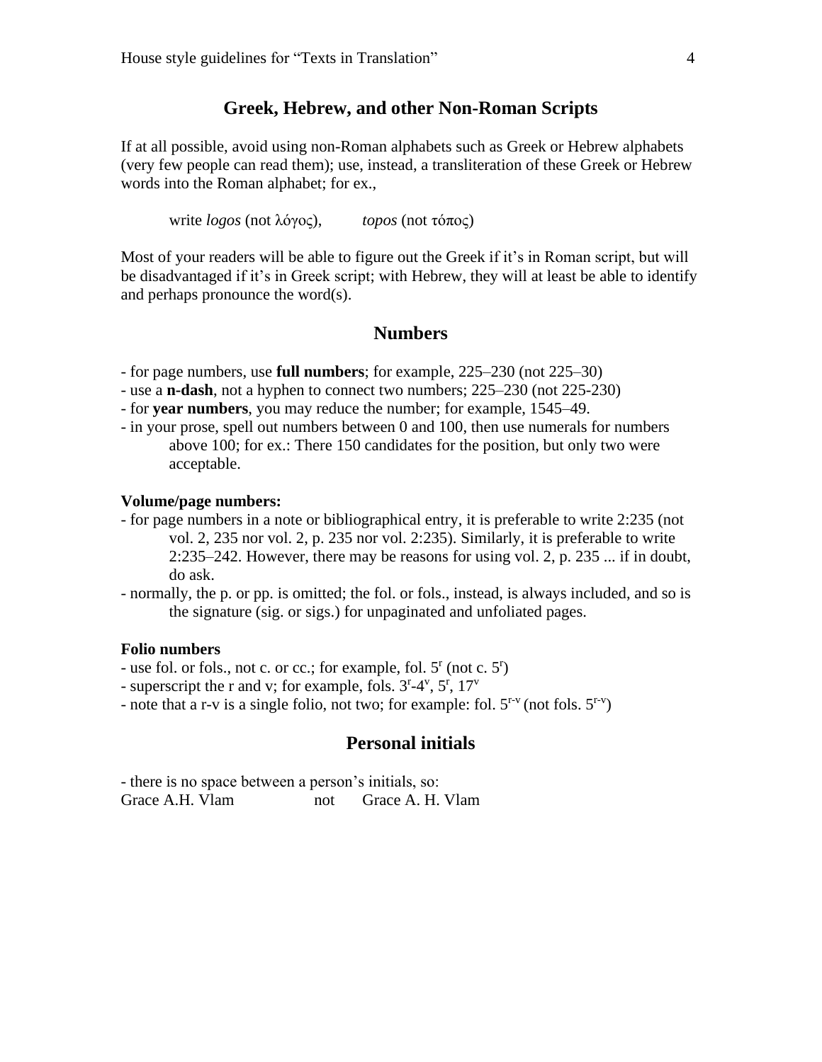## Greek, Hebrew, and other Non-Roman Scripts

If at all possible, avoid using non-Roman alphabets such as Greek or Hebrew alphabets (very few people can read them); use, instead, a transliteration of these Greek or Hebrew words into the Roman alphabet; for ex.,

> write *logos* (not λόγος),  *topos* (not τόπος)

Most of your readers will be able to figure out the Greek if it's in Roman script, but will be disadvantaged if it's in Greek script; with Hebrew, they will at least be able to identify and perhaps pronounce the word(s).

## Numbers

- for page numbers, use **full numbers**; for example, 225–230 (not 225–30)
- use a **n-dash**, not a hyphen to connect two numbers; 225–230 (not 225-230)
- for **year numbers**, you may reduce the number; for example, 1545–49.
- in your prose, spell out numbers between 0 and 100, then use numerals for numbers above 100; for ex.: There 150 candidates for the position, but only two were acceptable.

### Volume/page numbers:

- for page numbers in a note or bibliographical entry, it is preferable to write 2:235 (not vol. 2, 235 nor vol. 2, p. 235 nor vol. 2:235). Similarly, it is preferable to write 2:235–242. However, there may be reasons for using vol. 2, p. 235 ... if in doubt, do ask.
- normally, the p. or pp. is omitted; the fol. or fols., instead, is always included, and so is the signature (sig. or sigs.) for unpaginated and unfoliated pages.

### Folio numbers

- use fol. or fols., not c. or cc.; for example, fol. $5^{r}$ (not c. $5^{r}$)
- superscript the r and v; for example, fols. $3^{r}$-$4^{v}$, $5^{r}$, $17^{v}$
- note that a r-v is a single folio, not two; for example: fol. $5^{r\text{-}v}$ (not fols. $5^{r\text{-}v}$)

## Personal initials

- there is no space between a person's initials, so:

Grace A.H. Vlam    not    Grace A. H. Vlam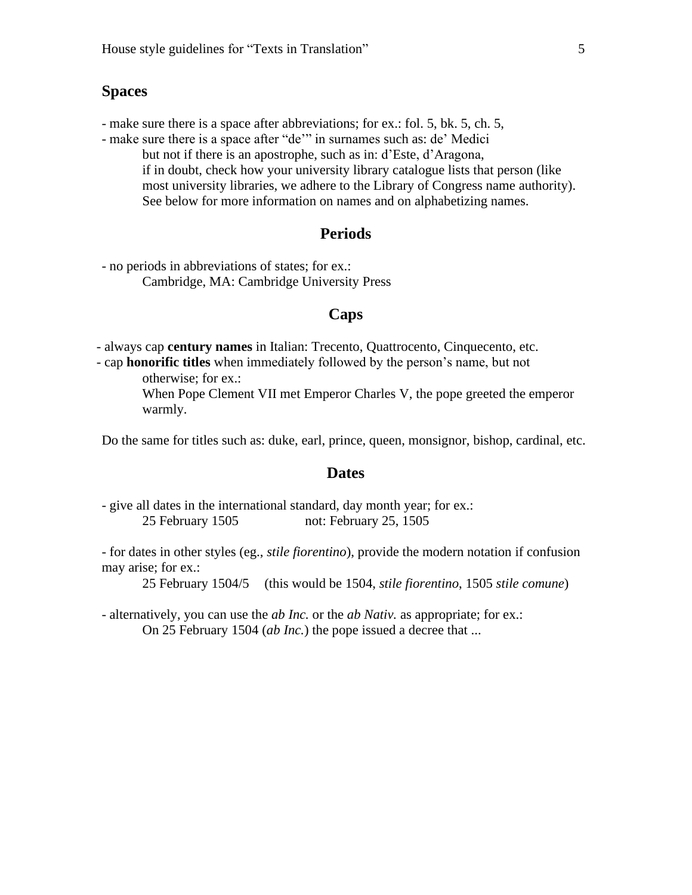## Spaces

- make sure there is a space after abbreviations; for ex.: fol. 5, bk. 5, ch. 5,
- make sure there is a space after "de'" in surnames such as: de' Medici
  but not if there is an apostrophe, such as in: d'Este, d'Aragona,
  if in doubt, check how your university library catalogue lists that person (like most university libraries, we adhere to the Library of Congress name authority).
  See below for more information on names and on alphabetizing names.

## Periods

- no periods in abbreviations of states; for ex.:
  Cambridge, MA: Cambridge University Press

## Caps

- always cap **century names** in Italian: Trecento, Quattrocento, Cinquecento, etc.
- cap **honorific titles** when immediately followed by the person's name, but not otherwise; for ex.:
  When Pope Clement VII met Emperor Charles V, the pope greeted the emperor warmly.

Do the same for titles such as: duke, earl, prince, queen, monsignor, bishop, cardinal, etc.

## Dates

- give all dates in the international standard, day month year; for ex.:
  25 February 1505 not: February 25, 1505

- for dates in other styles (eg., *stile fiorentino*), provide the modern notation if confusion may arise; for ex.:
  25 February 1504/5 (this would be 1504, *stile fiorentino*, 1505 *stile comune*)

- alternatively, you can use the *ab Inc.* or the *ab Nativ.* as appropriate; for ex.:
  On 25 February 1504 (*ab Inc.*) the pope issued a decree that ...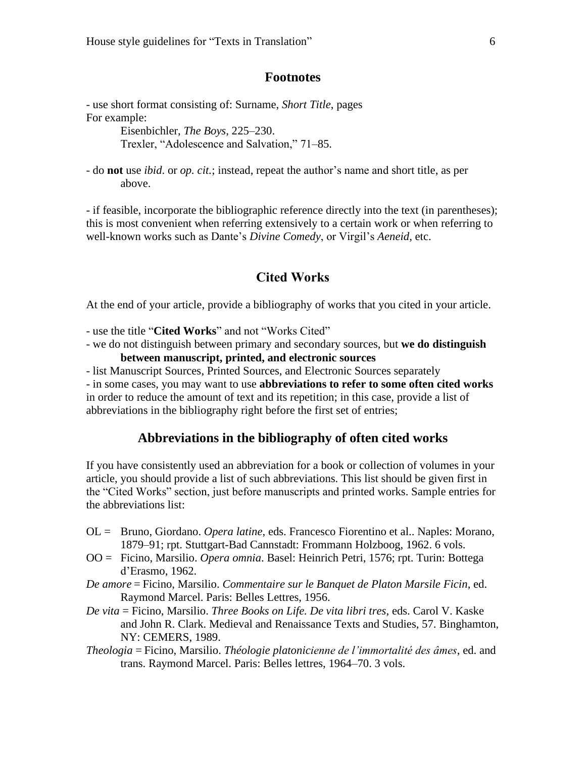## Footnotes

- use short format consisting of: Surname, *Short Title*, pages
For example:
    Eisenbichler, *The Boys*, 225–230.
    Trexler, "Adolescence and Salvation," 71–85.

- do **not** use *ibid.* or *op. cit.*; instead, repeat the author's name and short title, as per above.

- if feasible, incorporate the bibliographic reference directly into the text (in parentheses); this is most convenient when referring extensively to a certain work or when referring to well-known works such as Dante's *Divine Comedy*, or Virgil's *Aeneid*, etc.

## Cited Works

At the end of your article, provide a bibliography of works that you cited in your article.

- use the title "**Cited Works**" and not "Works Cited"
- we do not distinguish between primary and secondary sources, but **we do distinguish between manuscript, printed, and electronic sources**
- list Manuscript Sources, Printed Sources, and Electronic Sources separately
- in some cases, you may want to use **abbreviations to refer to some often cited works** in order to reduce the amount of text and its repetition; in this case, provide a list of abbreviations in the bibliography right before the first set of entries;

## Abbreviations in the bibliography of often cited works

If you have consistently used an abbreviation for a book or collection of volumes in your article, you should provide a list of such abbreviations. This list should be given first in the "Cited Works" section, just before manuscripts and printed works. Sample entries for the abbreviations list:

OL = Bruno, Giordano. *Opera latine*, eds. Francesco Fiorentino et al.. Naples: Morano, 1879–91; rpt. Stuttgart-Bad Cannstadt: Frommann Holzboog, 1962. 6 vols.
OO = Ficino, Marsilio. *Opera omnia*. Basel: Heinrich Petri, 1576; rpt. Turin: Bottega d'Erasmo, 1962.
*De amore* = Ficino, Marsilio. *Commentaire sur le Banquet de Platon Marsile Ficin*, ed. Raymond Marcel. Paris: Belles Lettres, 1956.
*De vita* = Ficino, Marsilio. *Three Books on Life. De vita libri tres*, eds. Carol V. Kaske and John R. Clark. Medieval and Renaissance Texts and Studies, 57. Binghamton, NY: CEMERS, 1989.
*Theologia* = Ficino, Marsilio. *Théologie platonicienne de l'immortalité des âmes*, ed. and trans. Raymond Marcel. Paris: Belles lettres, 1964–70. 3 vols.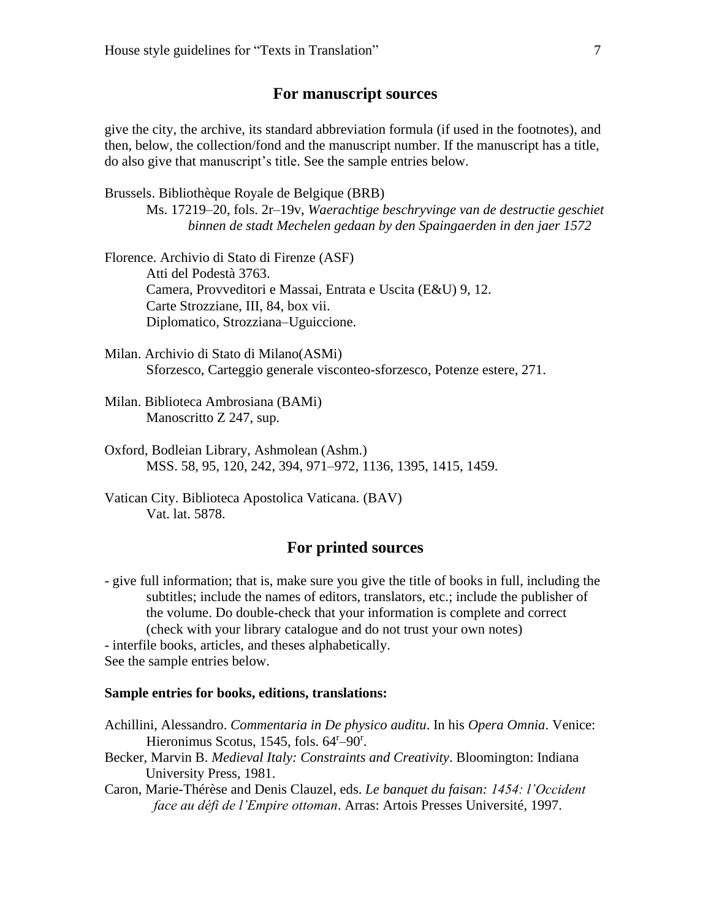## For manuscript sources

give the city, the archive, its standard abbreviation formula (if used in the footnotes), and then, below, the collection/fond and the manuscript number. If the manuscript has a title, do also give that manuscript's title. See the sample entries below.

Brussels. Bibliothèque Royale de Belgique (BRB)
  Ms. 17219–20, fols. 2r–19v, *Waerachtige beschryvinge van de destructie geschiet binnen de stadt Mechelen gedaan by den Spaingaerden in den jaer 1572*

Florence. Archivio di Stato di Firenze (ASF)
  Atti del Podestà 3763.
  Camera, Provveditori e Massai, Entrata e Uscita (E&U) 9, 12.
  Carte Strozziane, III, 84, box vii.
  Diplomatico, Strozziana–Uguiccione.

Milan. Archivio di Stato di Milano(ASMi)
  Sforzesco, Carteggio generale visconteo-sforzesco, Potenze estere, 271.

Milan. Biblioteca Ambrosiana (BAMi)
  Manoscritto Z 247, sup.

Oxford, Bodleian Library, Ashmolean (Ashm.)
  MSS. 58, 95, 120, 242, 394, 971–972, 1136, 1395, 1415, 1459.

Vatican City. Biblioteca Apostolica Vaticana. (BAV)
  Vat. lat. 5878.

## For printed sources

- give full information; that is, make sure you give the title of books in full, including the subtitles; include the names of editors, translators, etc.; include the publisher of the volume. Do double-check that your information is complete and correct (check with your library catalogue and do not trust your own notes)
- interfile books, articles, and theses alphabetically.

See the sample entries below.

**Sample entries for books, editions, translations:**

Achillini, Alessandro. *Commentaria in De physico auditu*. In his *Opera Omnia*. Venice: Hieronimus Scotus, 1545, fols. 64$^{r}$–90$^{r}$.

Becker, Marvin B. *Medieval Italy: Constraints and Creativity*. Bloomington: Indiana University Press, 1981.

Caron, Marie-Thérèse and Denis Clauzel, eds. *Le banquet du faisan: 1454: l'Occident face au défi de l'Empire ottoman*. Arras: Artois Presses Université, 1997.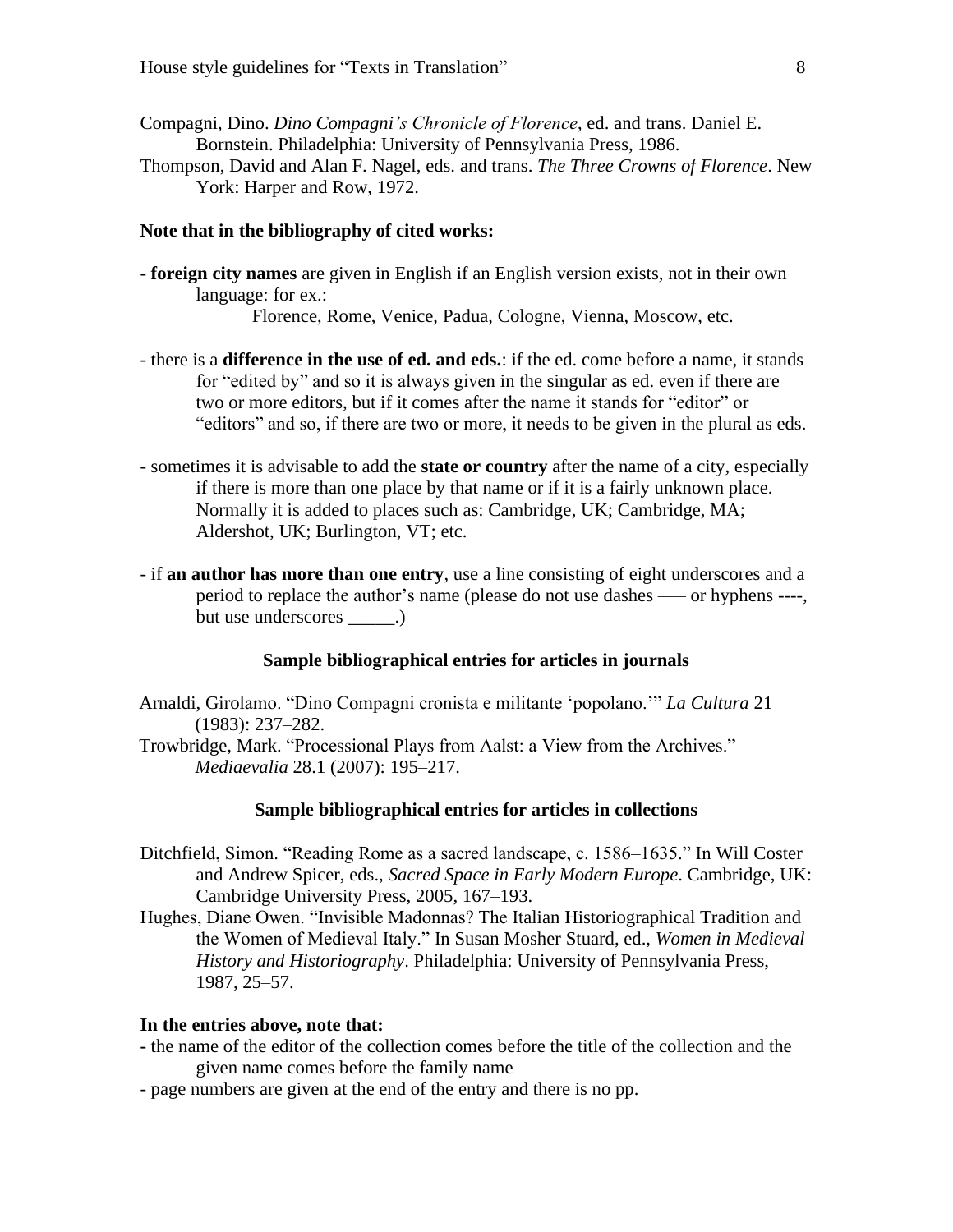Compagni, Dino. *Dino Compagni's Chronicle of Florence*, ed. and trans. Daniel E. Bornstein. Philadelphia: University of Pennsylvania Press, 1986.

Thompson, David and Alan F. Nagel, eds. and trans. *The Three Crowns of Florence*. New York: Harper and Row, 1972.

**Note that in the bibliography of cited works:**

- **foreign city names** are given in English if an English version exists, not in their own language: for ex.:

  Florence, Rome, Venice, Padua, Cologne, Vienna, Moscow, etc.

- there is a **difference in the use of ed. and eds.**: if the ed. come before a name, it stands for "edited by" and so it is always given in the singular as ed. even if there are two or more editors, but if it comes after the name it stands for "editor" or "editors" and so, if there are two or more, it needs to be given in the plural as eds.

- sometimes it is advisable to add the **state or country** after the name of a city, especially if there is more than one place by that name or if it is a fairly unknown place. Normally it is added to places such as: Cambridge, UK; Cambridge, MA; Aldershot, UK; Burlington, VT; etc.

- if **an author has more than one entry**, use a line consisting of eight underscores and a period to replace the author's name (please do not use dashes —— or hyphens ----, but use underscores _____.)

### Sample bibliographical entries for articles in journals

Arnaldi, Girolamo. "Dino Compagni cronista e militante 'popolano.'" *La Cultura* 21 (1983): 237–282.

Trowbridge, Mark. "Processional Plays from Aalst: a View from the Archives." *Mediaevalia* 28.1 (2007): 195–217.

### Sample bibliographical entries for articles in collections

Ditchfield, Simon. "Reading Rome as a sacred landscape, c. 1586–1635." In Will Coster and Andrew Spicer, eds., *Sacred Space in Early Modern Europe*. Cambridge, UK: Cambridge University Press, 2005, 167–193.

Hughes, Diane Owen. "Invisible Madonnas? The Italian Historiographical Tradition and the Women of Medieval Italy." In Susan Mosher Stuard, ed., *Women in Medieval History and Historiography*. Philadelphia: University of Pennsylvania Press, 1987, 25–57.

**In the entries above, note that:**

- the name of the editor of the collection comes before the title of the collection and the given name comes before the family name
- page numbers are given at the end of the entry and there is no pp.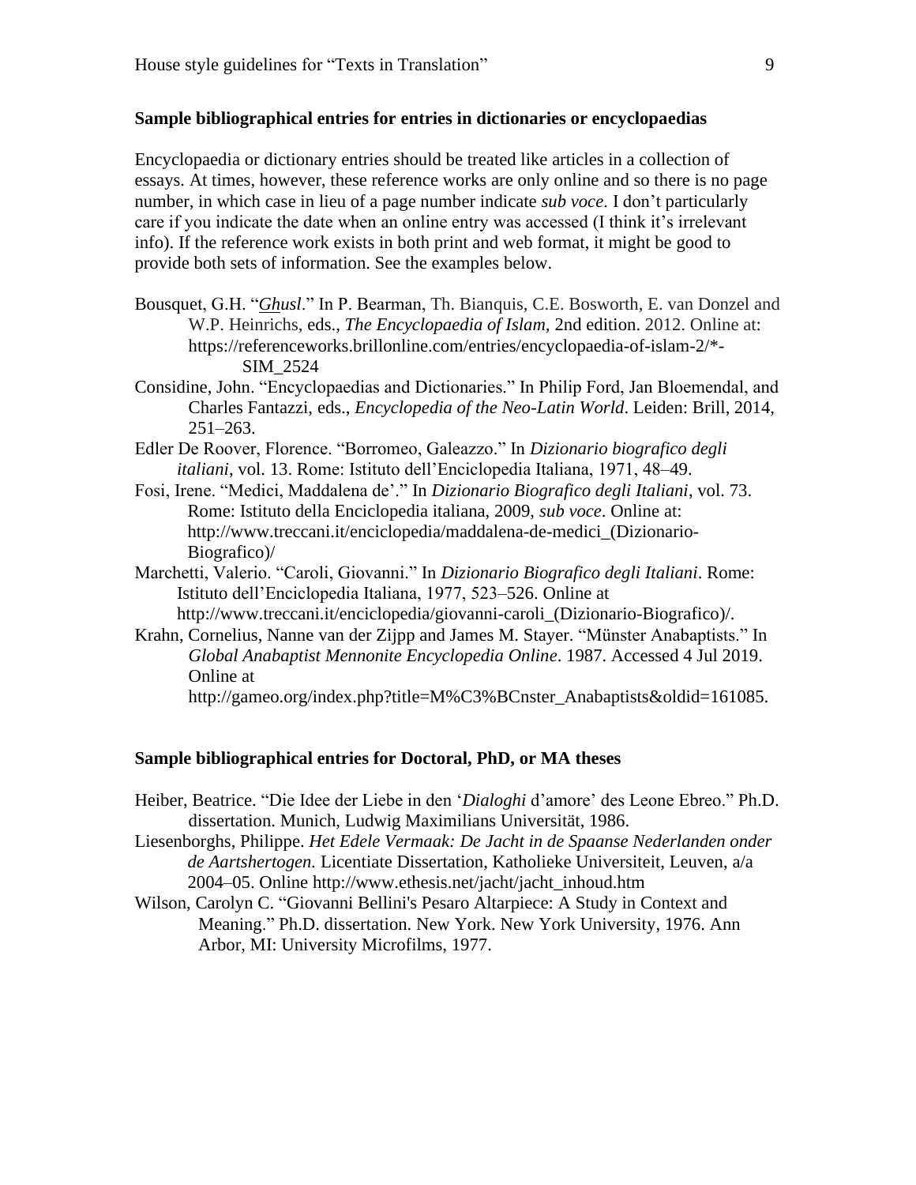**Sample bibliographical entries for entries in dictionaries or encyclopaedias**

Encyclopaedia or dictionary entries should be treated like articles in a collection of essays. At times, however, these reference works are only online and so there is no page number, in which case in lieu of a page number indicate *sub voce*. I don't particularly care if you indicate the date when an online entry was accessed (I think it's irrelevant info). If the reference work exists in both print and web format, it might be good to provide both sets of information. See the examples below.

Bousquet, G.H. "*Ghusl*." In P. Bearman, Th. Bianquis, C.E. Bosworth, E. van Donzel and W.P. Heinrichs, eds., *The Encyclopaedia of Islam*, 2nd edition. 2012. Online at: https://referenceworks.brillonline.com/entries/encyclopaedia-of-islam-2/*-SIM_2524

Considine, John. "Encyclopaedias and Dictionaries." In Philip Ford, Jan Bloemendal, and Charles Fantazzi, eds., *Encyclopedia of the Neo-Latin World*. Leiden: Brill, 2014, 251–263.

Edler De Roover, Florence. "Borromeo, Galeazzo." In *Dizionario biografico degli italiani*, vol. 13. Rome: Istituto dell'Enciclopedia Italiana, 1971, 48–49.

Fosi, Irene. "Medici, Maddalena de'." In *Dizionario Biografico degli Italiani*, vol. 73. Rome: Istituto della Enciclopedia italiana, 2009, *sub voce*. Online at: http://www.treccani.it/enciclopedia/maddalena-de-medici_(Dizionario-Biografico)/

Marchetti, Valerio. "Caroli, Giovanni." In *Dizionario Biografico degli Italiani*. Rome: Istituto dell'Enciclopedia Italiana, 1977, 523–526. Online at http://www.treccani.it/enciclopedia/giovanni-caroli_(Dizionario-Biografico)/.

Krahn, Cornelius, Nanne van der Zijpp and James M. Stayer. "Münster Anabaptists." In *Global Anabaptist Mennonite Encyclopedia Online*. 1987. Accessed 4 Jul 2019. Online at http://gameo.org/index.php?title=M%C3%BCnster_Anabaptists&oldid=161085.

**Sample bibliographical entries for Doctoral, PhD, or MA theses**

Heiber, Beatrice. "Die Idee der Liebe in den '*Dialoghi* d'amore' des Leone Ebreo." Ph.D. dissertation. Munich, Ludwig Maximilians Universität, 1986.

Liesenborghs, Philippe. *Het Edele Vermaak: De Jacht in de Spaanse Nederlanden onder de Aartshertogen.* Licentiate Dissertation, Katholieke Universiteit, Leuven, a/a 2004–05. Online http://www.ethesis.net/jacht/jacht_inhoud.htm

Wilson, Carolyn C. "Giovanni Bellini's Pesaro Altarpiece: A Study in Context and Meaning." Ph.D. dissertation. New York. New York University, 1976. Ann Arbor, MI: University Microfilms, 1977.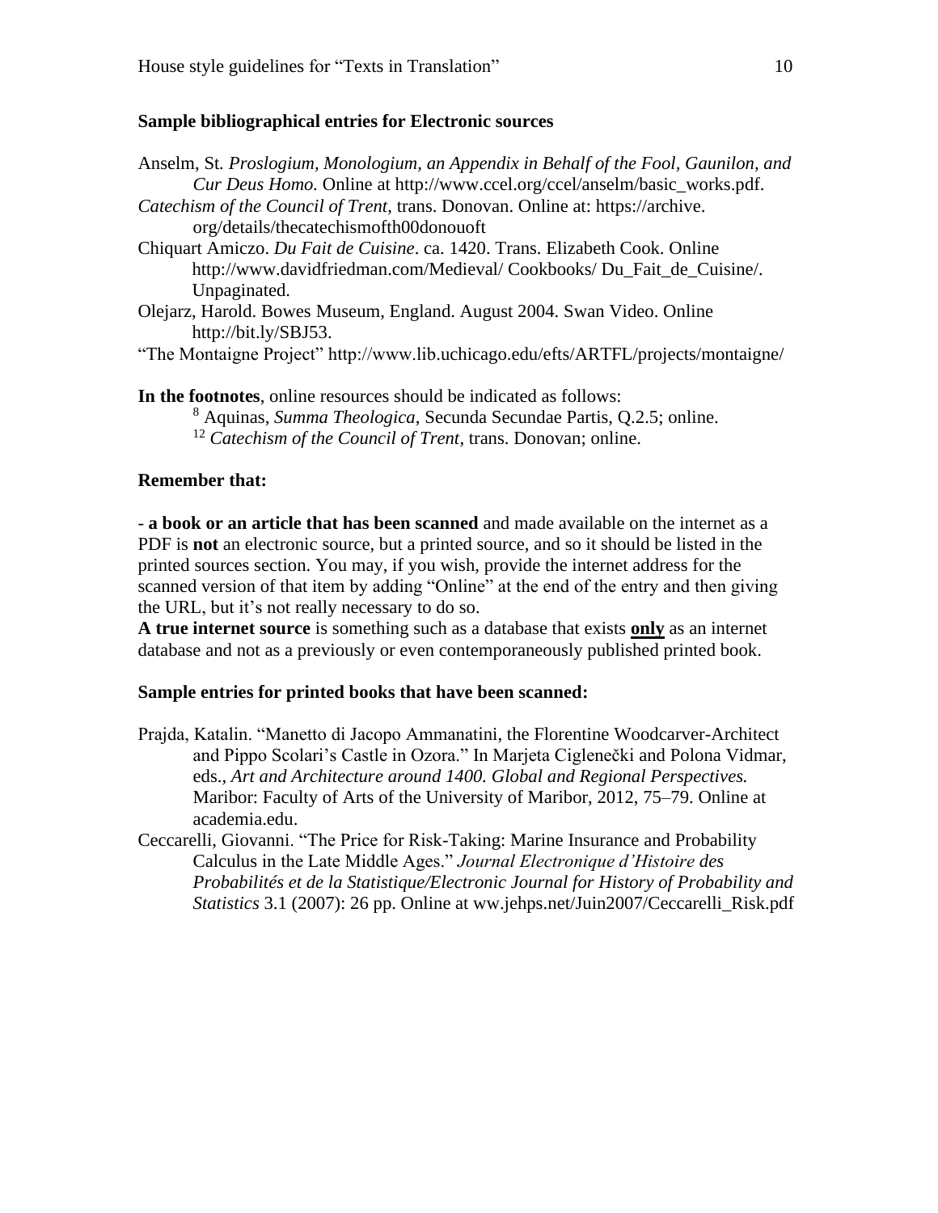**Sample bibliographical entries for Electronic sources**

Anselm, St. *Proslogium, Monologium, an Appendix in Behalf of the Fool, Gaunilon, and Cur Deus Homo.* Online at http://www.ccel.org/ccel/anselm/basic_works.pdf.

*Catechism of the Council of Trent*, trans. Donovan. Online at: https://archive.org/details/thecatechismofth00donouoft

Chiquart Amiczo. *Du Fait de Cuisine*. ca. 1420. Trans. Elizabeth Cook. Online http://www.davidfriedman.com/Medieval/ Cookbooks/ Du_Fait_de_Cuisine/. Unpaginated.

Olejarz, Harold. Bowes Museum, England. August 2004. Swan Video. Online http://bit.ly/SBJ53.

"The Montaigne Project" http://www.lib.uchicago.edu/efts/ARTFL/projects/montaigne/

**In the footnotes**, online resources should be indicated as follows:

> [8] Aquinas, *Summa Theologica*, Secunda Secundae Partis, Q.2.5; online.
>
> [12] *Catechism of the Council of Trent*, trans. Donovan; online.

**Remember that:**

- **a book or an article that has been scanned** and made available on the internet as a PDF is **not** an electronic source, but a printed source, and so it should be listed in the printed sources section. You may, if you wish, provide the internet address for the scanned version of that item by adding "Online" at the end of the entry and then giving the URL, but it's not really necessary to do so.

**A true internet source** is something such as a database that exists <u>**only**</u> as an internet database and not as a previously or even contemporaneously published printed book.

**Sample entries for printed books that have been scanned:**

Prajda, Katalin. "Manetto di Jacopo Ammanatini, the Florentine Woodcarver-Architect and Pippo Scolari's Castle in Ozora." In Marjeta Ciglenečki and Polona Vidmar, eds., *Art and Architecture around 1400. Global and Regional Perspectives.* Maribor: Faculty of Arts of the University of Maribor, 2012, 75–79. Online at academia.edu.

Ceccarelli, Giovanni. "The Price for Risk-Taking: Marine Insurance and Probability Calculus in the Late Middle Ages." *Journal Electronique d'Histoire des Probabilités et de la Statistique/Electronic Journal for History of Probability and Statistics* 3.1 (2007): 26 pp. Online at ww.jehps.net/Juin2007/Ceccarelli_Risk.pdf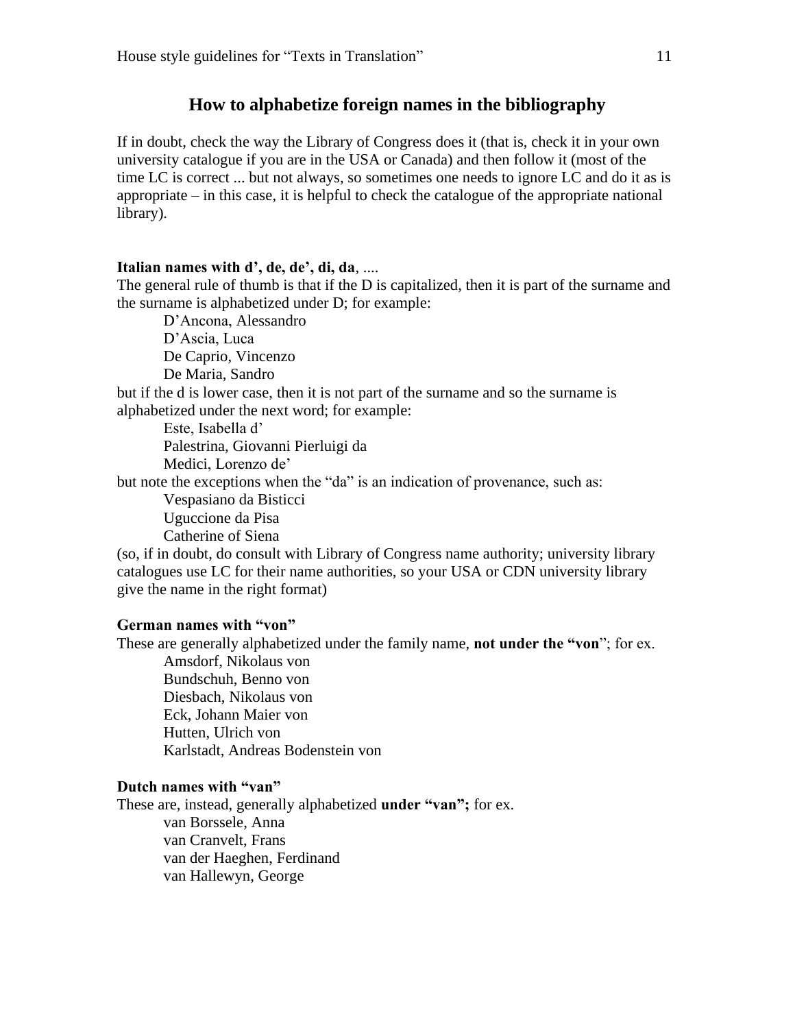## How to alphabetize foreign names in the bibliography

If in doubt, check the way the Library of Congress does it (that is, check it in your own university catalogue if you are in the USA or Canada) and then follow it (most of the time LC is correct ... but not always, so sometimes one needs to ignore LC and do it as is appropriate – in this case, it is helpful to check the catalogue of the appropriate national library).

**Italian names with d', de, de', di, da**, ....

The general rule of thumb is that if the D is capitalized, then it is part of the surname and the surname is alphabetized under D; for example:

D'Ancona, Alessandro  
D'Ascia, Luca  
De Caprio, Vincenzo  
De Maria, Sandro

but if the d is lower case, then it is not part of the surname and so the surname is alphabetized under the next word; for example:

Este, Isabella d'  
Palestrina, Giovanni Pierluigi da  
Medici, Lorenzo de'

but note the exceptions when the "da" is an indication of provenance, such as:

Vespasiano da Bisticci  
Uguccione da Pisa  
Catherine of Siena

(so, if in doubt, do consult with Library of Congress name authority; university library catalogues use LC for their name authorities, so your USA or CDN university library give the name in the right format)

**German names with "von"**

These are generally alphabetized under the family name, **not under the "von**"; for ex.

Amsdorf, Nikolaus von  
Bundschuh, Benno von  
Diesbach, Nikolaus von  
Eck, Johann Maier von  
Hutten, Ulrich von  
Karlstadt, Andreas Bodenstein von

**Dutch names with "van"**

These are, instead, generally alphabetized **under "van";** for ex.

van Borssele, Anna  
van Cranvelt, Frans  
van der Haeghen, Ferdinand  
van Hallewyn, George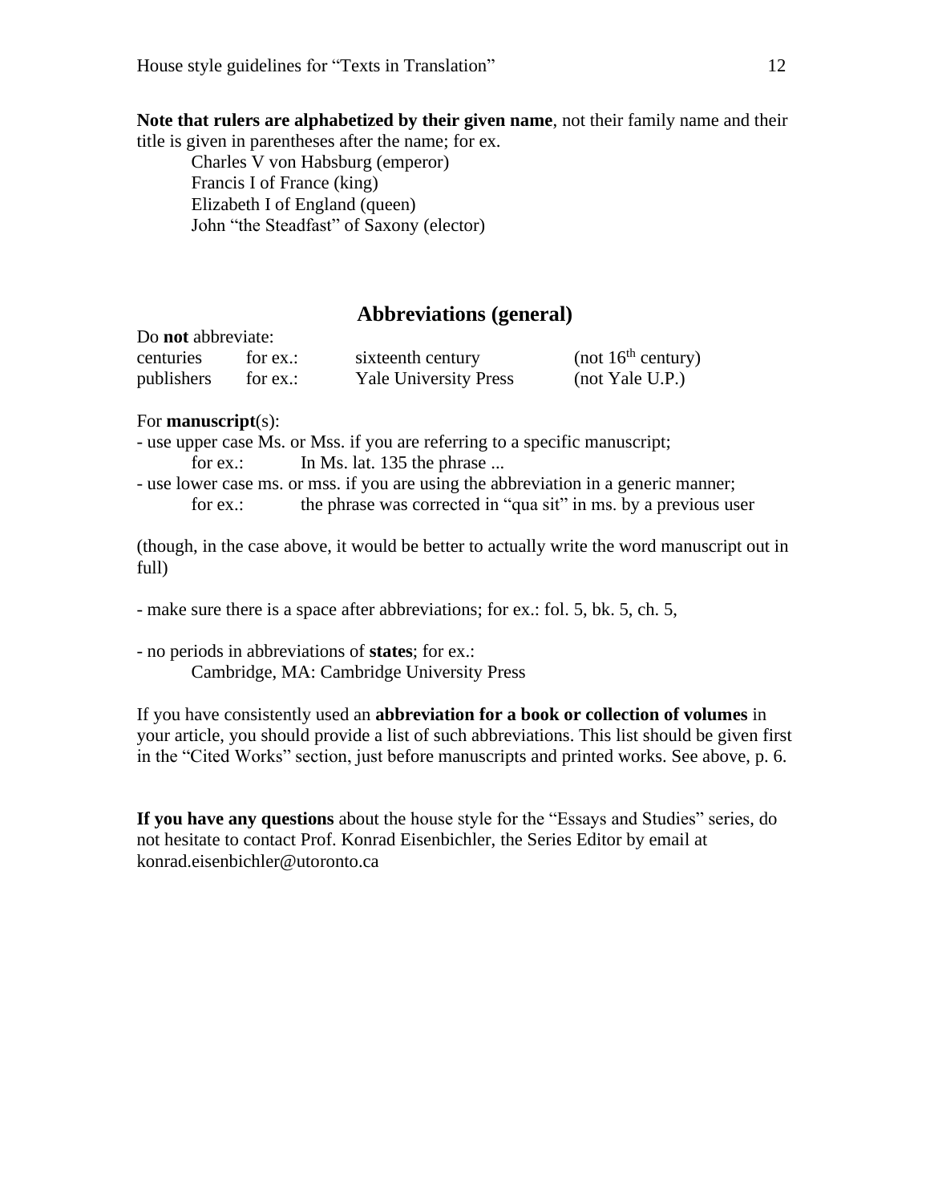**Note that rulers are alphabetized by their given name**, not their family name and their title is given in parentheses after the name; for ex.

Charles V von Habsburg (emperor)
Francis I of France (king)
Elizabeth I of England (queen)
John "the Steadfast" of Saxony (elector)

## Abbreviations (general)

Do **not** abbreviate:

| | | | |
|---|---|---|---|
| centuries | for ex.: | sixteenth century | (not 16th century) |
| publishers | for ex.: | Yale University Press | (not Yale U.P.) |

For **manuscript**(s):

- use upper case Ms. or Mss. if you are referring to a specific manuscript;
  for ex.: In Ms. lat. 135 the phrase ...
- use lower case ms. or mss. if you are using the abbreviation in a generic manner;
  for ex.: the phrase was corrected in "qua sit" in ms. by a previous user

(though, in the case above, it would be better to actually write the word manuscript out in full)

- make sure there is a space after abbreviations; for ex.: fol. 5, bk. 5, ch. 5,

- no periods in abbreviations of **states**; for ex.:
  Cambridge, MA: Cambridge University Press

If you have consistently used an **abbreviation for a book or collection of volumes** in your article, you should provide a list of such abbreviations. This list should be given first in the "Cited Works" section, just before manuscripts and printed works. See above, p. 6.

**If you have any questions** about the house style for the "Essays and Studies" series, do not hesitate to contact Prof. Konrad Eisenbichler, the Series Editor by email at konrad.eisenbichler@utoronto.ca